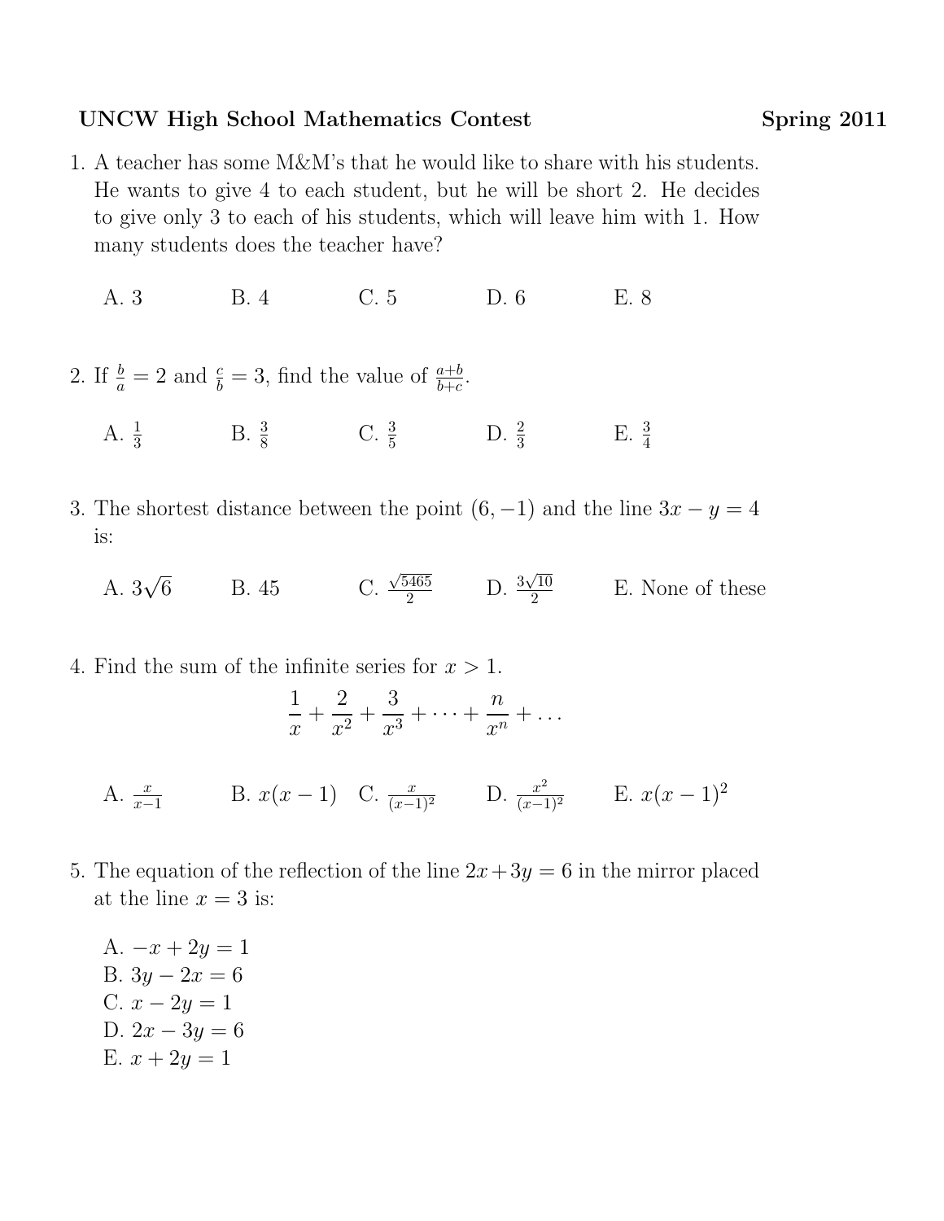**UNCW High School Mathematics Contest** **Spring 2011**

1. A teacher has some M&M's that he would like to share with his students. He wants to give 4 to each student, but he will be short 2. He decides to give only 3 to each of his students, which will leave him with 1. How many students does the teacher have?

   A. 3 B. 4 C. 5 D. 6 E. 8

2. If $\frac{b}{a} = 2$ and $\frac{c}{b} = 3$, find the value of $\frac{a+b}{b+c}$.

   A. $\frac{1}{3}$ B. $\frac{3}{8}$ C. $\frac{3}{5}$ D. $\frac{2}{3}$ E. $\frac{3}{4}$

3. The shortest distance between the point $(6, -1)$ and the line $3x - y = 4$ is:

   A. $3\sqrt{6}$ B. 45 C. $\frac{\sqrt{5465}}{2}$ D. $\frac{3\sqrt{10}}{2}$ E. None of these

4. Find the sum of the infinite series for $x > 1$.

$$\frac{1}{x} + \frac{2}{x^2} + \frac{3}{x^3} + \cdots + \frac{n}{x^n} + \ldots$$

   A. $\frac{x}{x-1}$ B. $x(x-1)$ C. $\frac{x}{(x-1)^2}$ D. $\frac{x^2}{(x-1)^2}$ E. $x(x-1)^2$

5. The equation of the reflection of the line $2x+3y = 6$ in the mirror placed at the line $x = 3$ is:

   A. $-x + 2y = 1$
   B. $3y - 2x = 6$
   C. $x - 2y = 1$
   D. $2x - 3y = 6$
   E. $x + 2y = 1$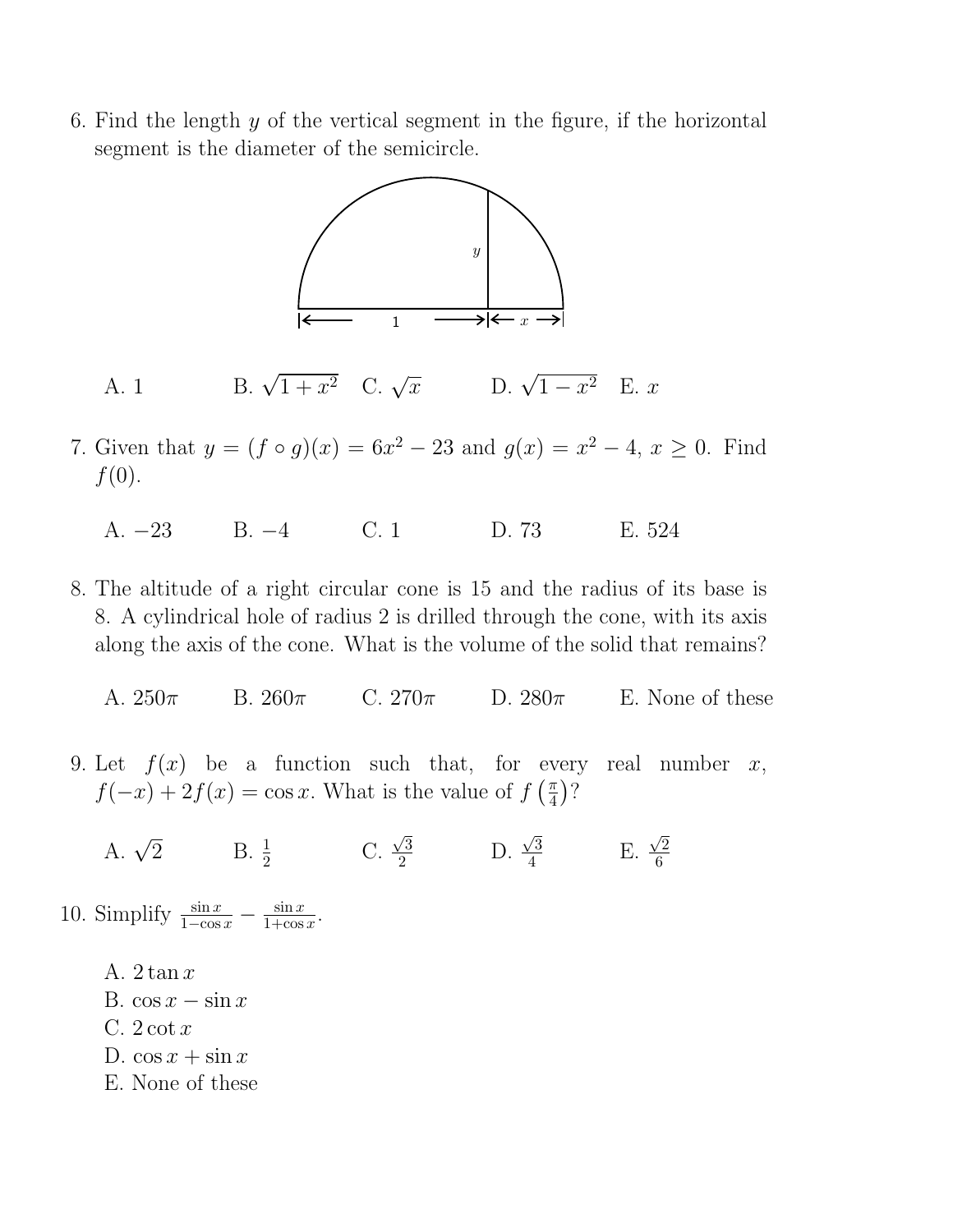6. Find the length $y$ of the vertical segment in the figure, if the horizontal segment is the diameter of the semicircle.

   A. 1 B. $\sqrt{1+x^2}$ C. $\sqrt{x}$ D. $\sqrt{1-x^2}$ E. $x$

7. Given that $y = (f \circ g)(x) = 6x^2 - 23$ and $g(x) = x^2 - 4$, $x \geq 0$. Find $f(0)$.

   A. $-23$ B. $-4$ C. 1 D. 73 E. 524

8. The altitude of a right circular cone is 15 and the radius of its base is 8. A cylindrical hole of radius 2 is drilled through the cone, with its axis along the axis of the cone. What is the volume of the solid that remains?

   A. $250\pi$ B. $260\pi$ C. $270\pi$ D. $280\pi$ E. None of these

9. Let $f(x)$ be a function such that, for every real number $x$, $f(-x) + 2f(x) = \cos x$. What is the value of $f\left(\frac{\pi}{4}\right)$?

   A. $\sqrt{2}$ B. $\frac{1}{2}$ C. $\frac{\sqrt{3}}{2}$ D. $\frac{\sqrt{3}}{4}$ E. $\frac{\sqrt{2}}{6}$

10. Simplify $\frac{\sin x}{1-\cos x} - \frac{\sin x}{1+\cos x}$.

    A. $2\tan x$
    B. $\cos x - \sin x$
    C. $2\cot x$
    D. $\cos x + \sin x$
    E. None of these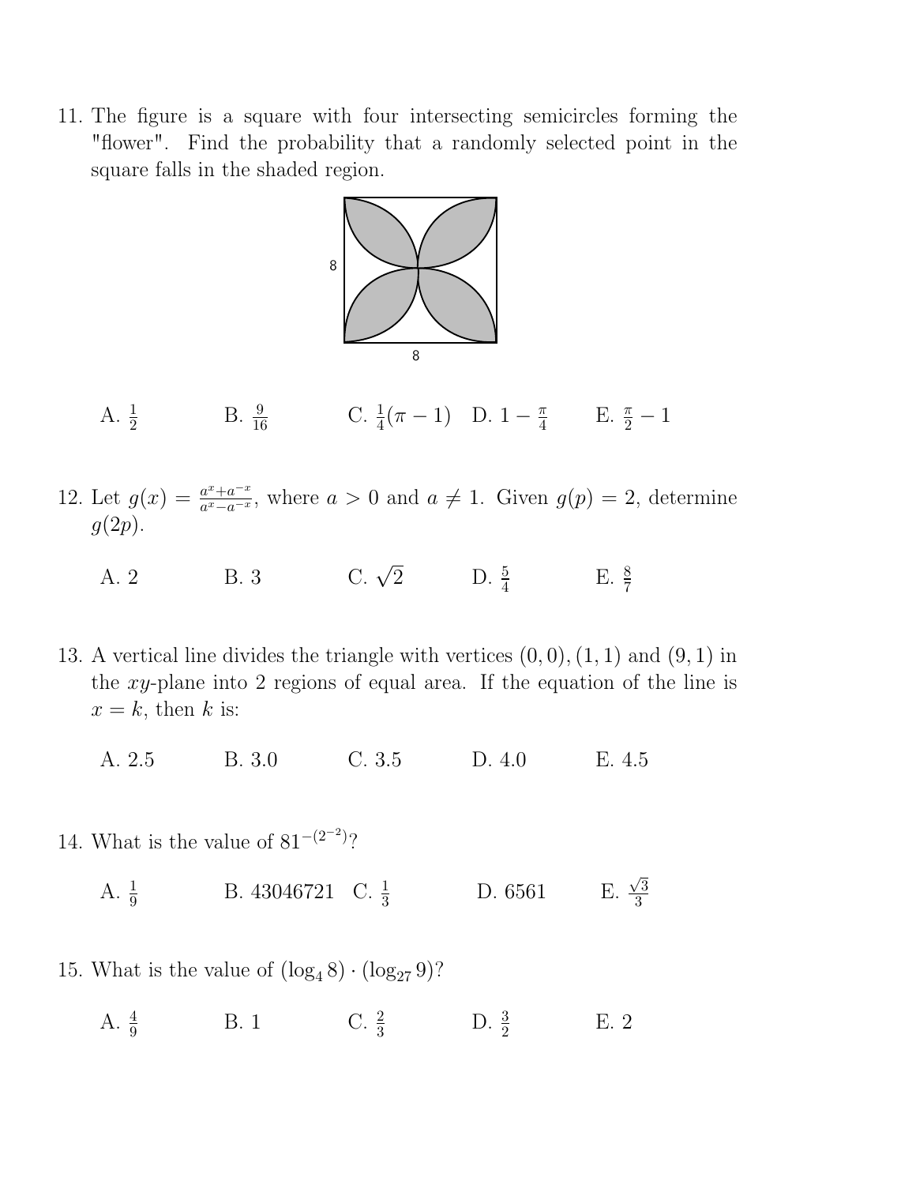11. The figure is a square with four intersecting semicircles forming the "flower". Find the probability that a randomly selected point in the square falls in the shaded region.

    A. $\frac{1}{2}$ B. $\frac{9}{16}$ C. $\frac{1}{4}(\pi - 1)$ D. $1 - \frac{\pi}{4}$ E. $\frac{\pi}{2} - 1$

12. Let $g(x) = \frac{a^x + a^{-x}}{a^x - a^{-x}}$, where $a > 0$ and $a \neq 1$. Given $g(p) = 2$, determine $g(2p)$.

    A. 2 B. 3 C. $\sqrt{2}$ D. $\frac{5}{4}$ E. $\frac{8}{7}$

13. A vertical line divides the triangle with vertices $(0, 0), (1, 1)$ and $(9, 1)$ in the $xy$-plane into 2 regions of equal area. If the equation of the line is $x = k$, then $k$ is:

    A. 2.5 B. 3.0 C. 3.5 D. 4.0 E. 4.5

14. What is the value of $81^{-(2^{-2})}$?

    A. $\frac{1}{9}$ B. 43046721 C. $\frac{1}{3}$ D. 6561 E. $\frac{\sqrt{3}}{3}$

15. What is the value of $(\log_4 8) \cdot (\log_{27} 9)$?

    A. $\frac{4}{9}$ B. 1 C. $\frac{2}{3}$ D. $\frac{3}{2}$ E. 2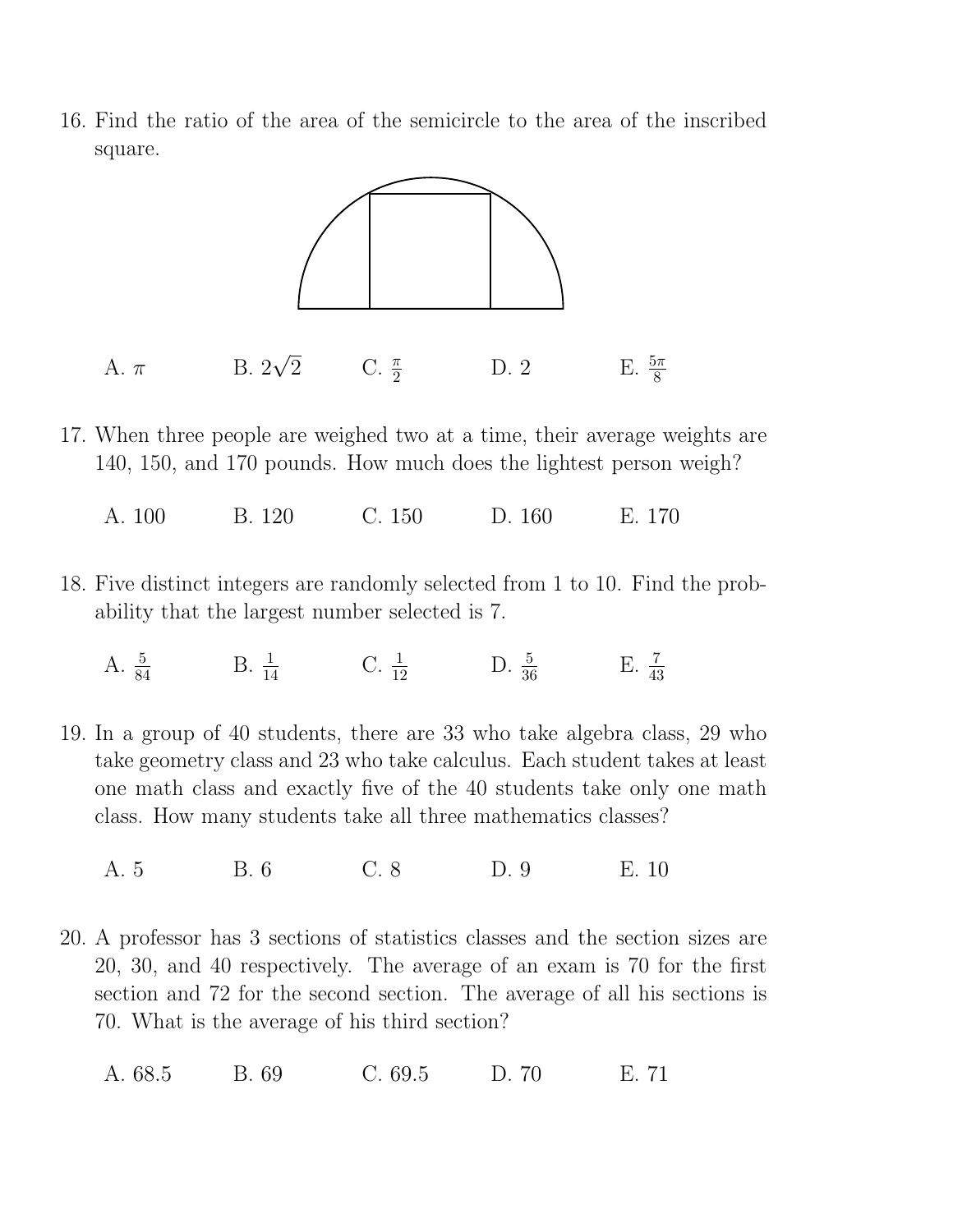16. Find the ratio of the area of the semicircle to the area of the inscribed square.

    A. $\pi$ B. $2\sqrt{2}$ C. $\frac{\pi}{2}$ D. 2 E. $\frac{5\pi}{8}$

17. When three people are weighed two at a time, their average weights are 140, 150, and 170 pounds. How much does the lightest person weigh?

    A. 100 B. 120 C. 150 D. 160 E. 170

18. Five distinct integers are randomly selected from 1 to 10. Find the probability that the largest number selected is 7.

    A. $\frac{5}{84}$ B. $\frac{1}{14}$ C. $\frac{1}{12}$ D. $\frac{5}{36}$ E. $\frac{7}{43}$

19. In a group of 40 students, there are 33 who take algebra class, 29 who take geometry class and 23 who take calculus. Each student takes at least one math class and exactly five of the 40 students take only one math class. How many students take all three mathematics classes?

    A. 5 B. 6 C. 8 D. 9 E. 10

20. A professor has 3 sections of statistics classes and the section sizes are 20, 30, and 40 respectively. The average of an exam is 70 for the first section and 72 for the second section. The average of all his sections is 70. What is the average of his third section?

    A. 68.5 B. 69 C. 69.5 D. 70 E. 71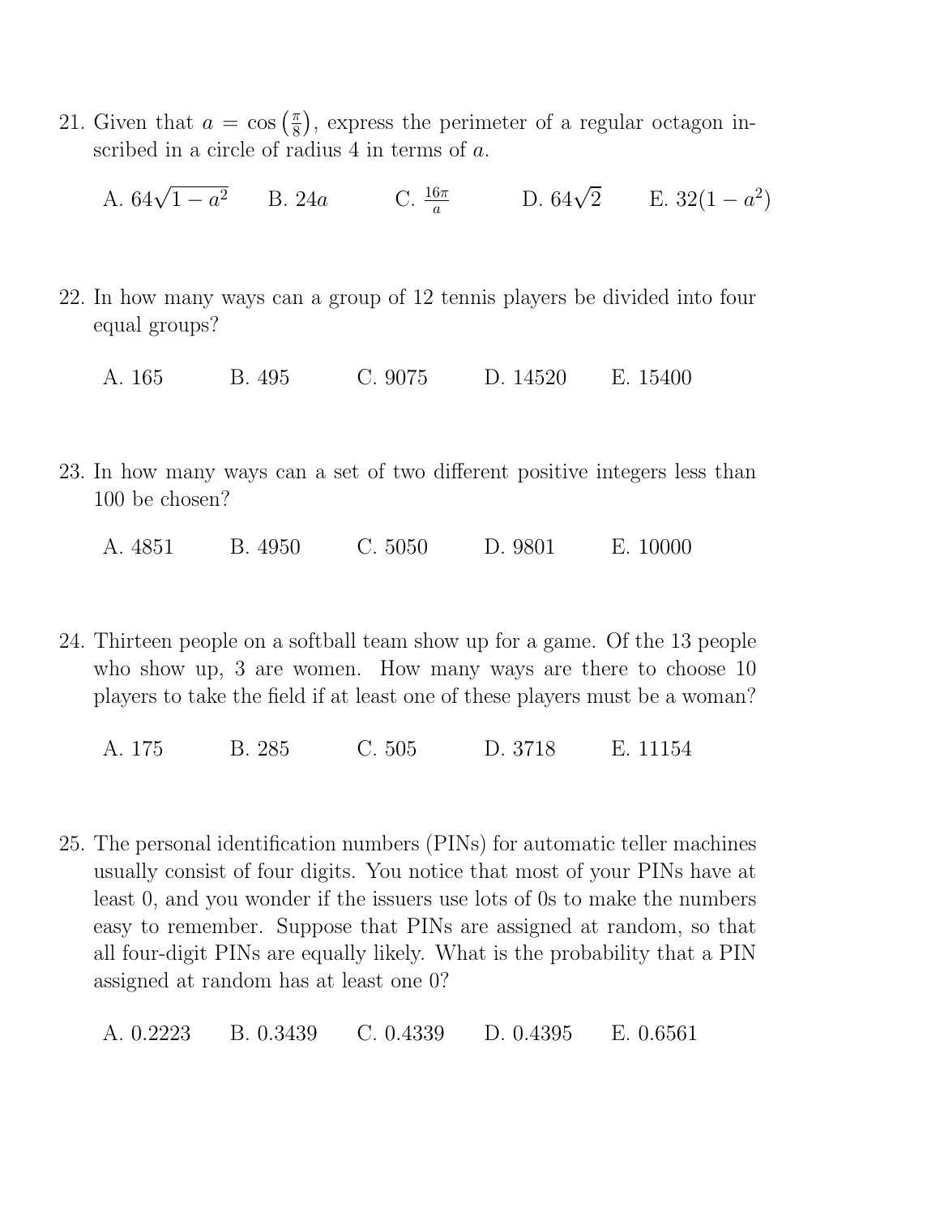21. Given that $a = \cos\left(\frac{\pi}{8}\right)$, express the perimeter of a regular octagon inscribed in a circle of radius 4 in terms of $a$.

    A. $64\sqrt{1-a^2}$  B. $24a$  C. $\frac{16\pi}{a}$  D. $64\sqrt{2}$  E. $32(1-a^2)$

22. In how many ways can a group of 12 tennis players be divided into four equal groups?

    A. 165  B. 495  C. 9075  D. 14520  E. 15400

23. In how many ways can a set of two different positive integers less than 100 be chosen?

    A. 4851  B. 4950  C. 5050  D. 9801  E. 10000

24. Thirteen people on a softball team show up for a game. Of the 13 people who show up, 3 are women. How many ways are there to choose 10 players to take the field if at least one of these players must be a woman?

    A. 175  B. 285  C. 505  D. 3718  E. 11154

25. The personal identification numbers (PINs) for automatic teller machines usually consist of four digits. You notice that most of your PINs have at least 0, and you wonder if the issuers use lots of 0s to make the numbers easy to remember. Suppose that PINs are assigned at random, so that all four-digit PINs are equally likely. What is the probability that a PIN assigned at random has at least one 0?

    A. 0.2223  B. 0.3439  C. 0.4339  D. 0.4395  E. 0.6561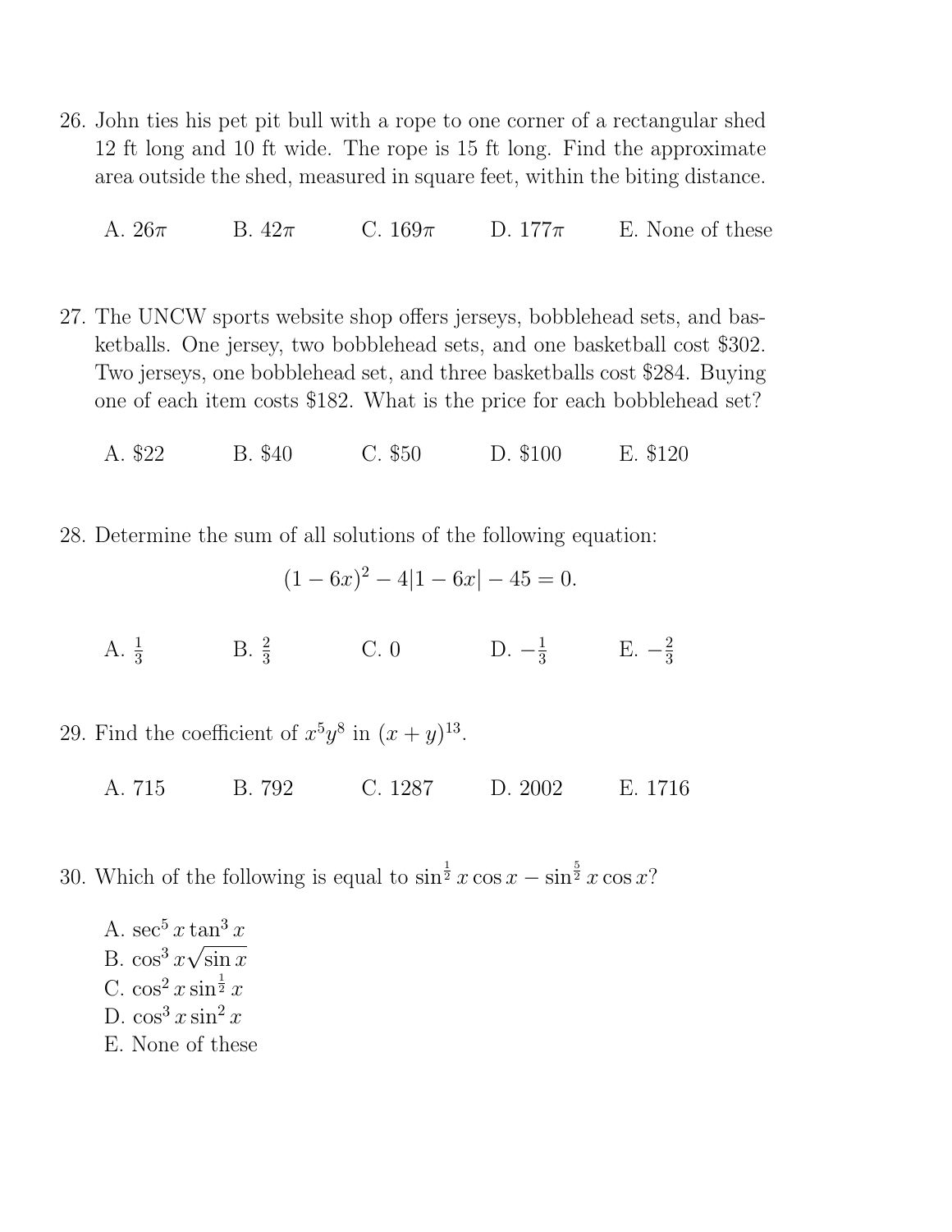26. John ties his pet pit bull with a rope to one corner of a rectangular shed 12 ft long and 10 ft wide. The rope is 15 ft long. Find the approximate area outside the shed, measured in square feet, within the biting distance.

    A. $26\pi$ B. $42\pi$ C. $169\pi$ D. $177\pi$ E. None of these

27. The UNCW sports website shop offers jerseys, bobblehead sets, and basketballs. One jersey, two bobblehead sets, and one basketball cost \$302. Two jerseys, one bobblehead set, and three basketballs cost \$284. Buying one of each item costs \$182. What is the price for each bobblehead set?

    A. \$22 B. \$40 C. \$50 D. \$100 E. \$120

28. Determine the sum of all solutions of the following equation:

$$(1-6x)^2 - 4|1-6x| - 45 = 0.$$

    A. $\frac{1}{3}$ B. $\frac{2}{3}$ C. 0 D. $-\frac{1}{3}$ E. $-\frac{2}{3}$

29. Find the coefficient of $x^5y^8$ in $(x+y)^{13}$.

    A. 715 B. 792 C. 1287 D. 2002 E. 1716

30. Which of the following is equal to $\sin^{\frac{1}{2}} x \cos x - \sin^{\frac{5}{2}} x \cos x$?

    A. $\sec^5 x \tan^3 x$
    B. $\cos^3 x \sqrt{\sin x}$
    C. $\cos^2 x \sin^{\frac{1}{2}} x$
    D. $\cos^3 x \sin^2 x$
    E. None of these